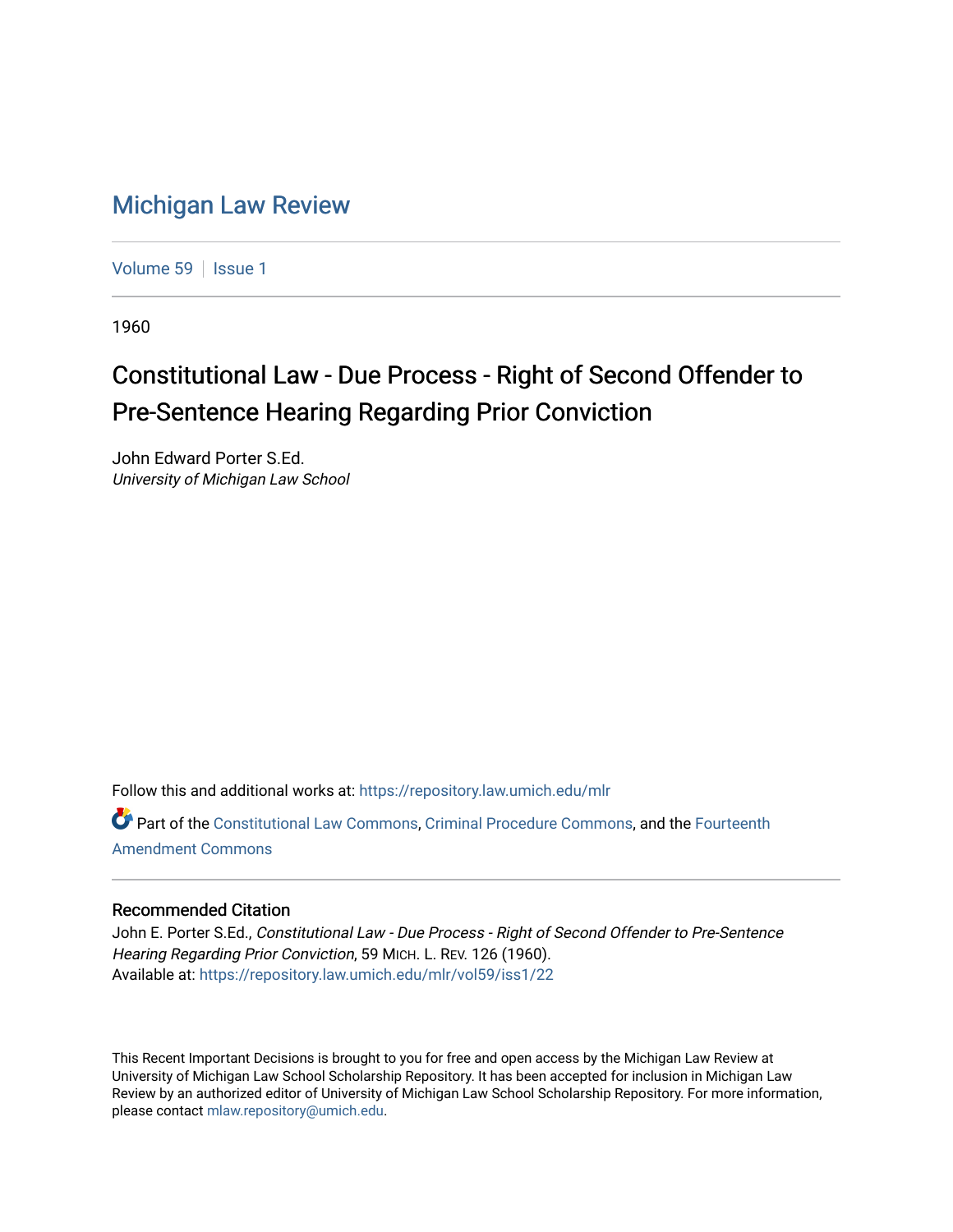# Michigan Law Review

Volume 59 | Issue 1

1960

## Constitutional Law - Due Process - Right of Second Offender to Pre-Sentence Hearing Regarding Prior Conviction

John Edward Porter S.Ed.
*University of Michigan Law School*

Follow this and additional works at: https://repository.law.umich.edu/mlr

Part of the Constitutional Law Commons, Criminal Procedure Commons, and the Fourteenth Amendment Commons

### Recommended Citation

John E. Porter S.Ed., *Constitutional Law - Due Process - Right of Second Offender to Pre-Sentence Hearing Regarding Prior Conviction*, 59 MICH. L. REV. 126 (1960).
Available at: https://repository.law.umich.edu/mlr/vol59/iss1/22

This Recent Important Decisions is brought to you for free and open access by the Michigan Law Review at University of Michigan Law School Scholarship Repository. It has been accepted for inclusion in Michigan Law Review by an authorized editor of University of Michigan Law School Scholarship Repository. For more information, please contact mlaw.repository@umich.edu.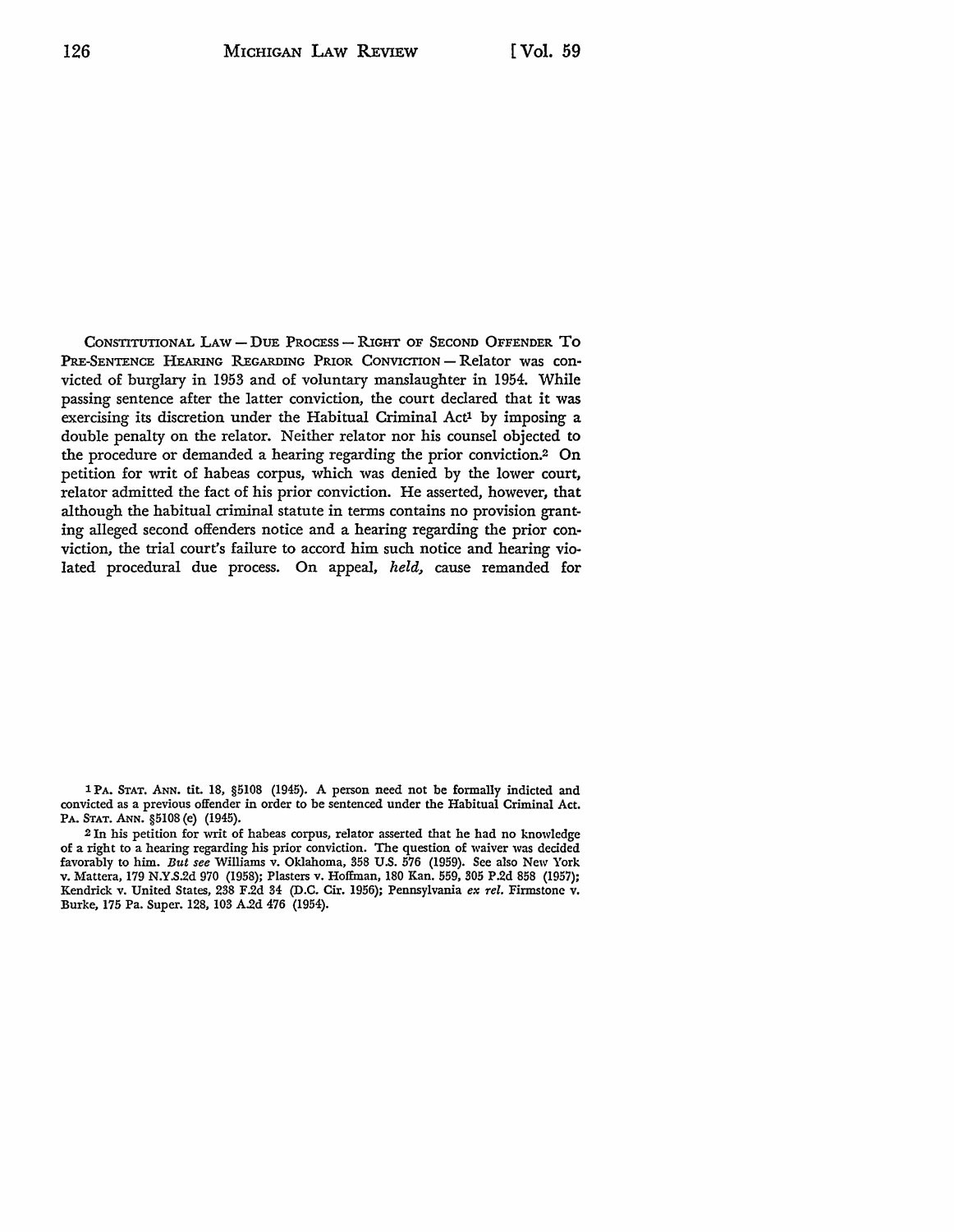CONSTITUTIONAL LAW — DUE PROCESS — RIGHT OF SECOND OFFENDER TO PRE-SENTENCE HEARING REGARDING PRIOR CONVICTION — Relator was convicted of burglary in 1953 and of voluntary manslaughter in 1954. While passing sentence after the latter conviction, the court declared that it was exercising its discretion under the Habitual Criminal Act[1] by imposing a double penalty on the relator. Neither relator nor his counsel objected to the procedure or demanded a hearing regarding the prior conviction.[2] On petition for writ of habeas corpus, which was denied by the lower court, relator admitted the fact of his prior conviction. He asserted, however, that although the habitual criminal statute in terms contains no provision granting alleged second offenders notice and a hearing regarding the prior conviction, the trial court's failure to accord him such notice and hearing violated procedural due process. On appeal, *held,* cause remanded for

[1] PA. STAT. ANN. tit. 18, §5108 (1945). A person need not be formally indicted and convicted as a previous offender in order to be sentenced under the Habitual Criminal Act. PA. STAT. ANN. §5108 (e) (1945).

[2] In his petition for writ of habeas corpus, relator asserted that he had no knowledge of a right to a hearing regarding his prior conviction. The question of waiver was decided favorably to him. *But see* Williams v. Oklahoma, 358 U.S. 576 (1959). See also New York v. Mattera, 179 N.Y.S.2d 970 (1958); Plasters v. Hoffman, 180 Kan. 559, 305 P.2d 858 (1957); Kendrick v. United States, 238 F.2d 34 (D.C. Cir. 1956); Pennsylvania *ex rel.* Firmstone v. Burke, 175 Pa. Super. 128, 103 A.2d 476 (1954).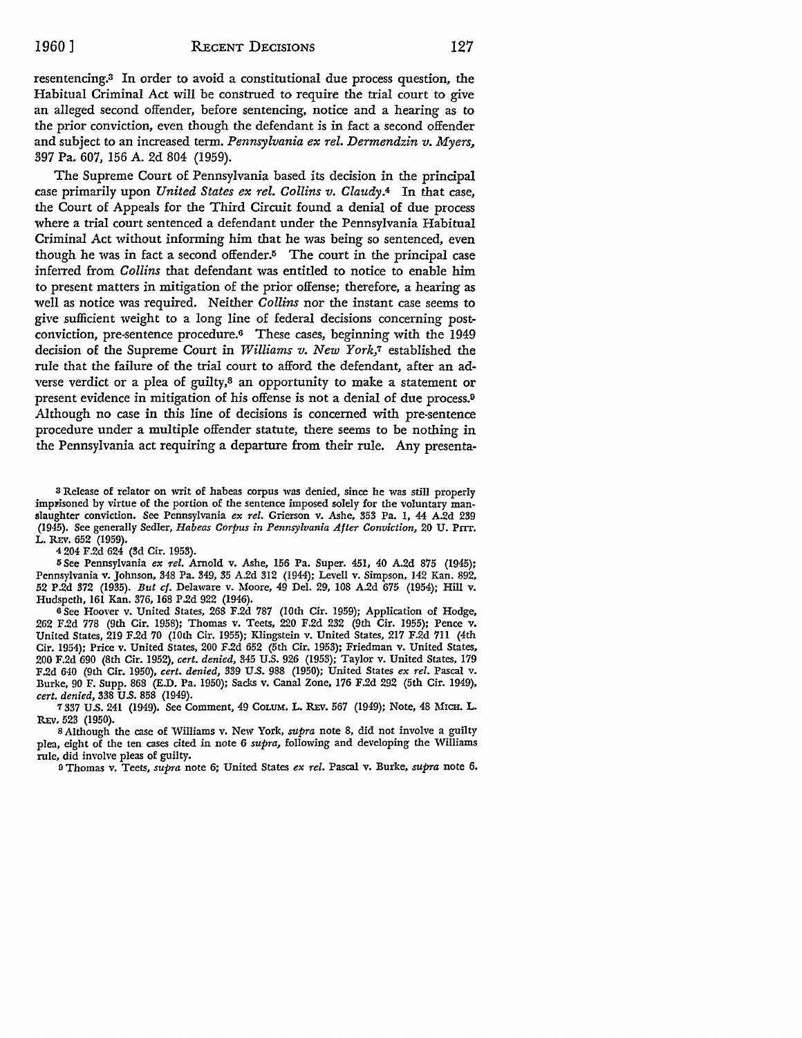resentencing.[3] In order to avoid a constitutional due process question, the Habitual Criminal Act will be construed to require the trial court to give an alleged second offender, before sentencing, notice and a hearing as to the prior conviction, even though the defendant is in fact a second offender and subject to an increased term. *Pennsylvania ex rel. Dermendzin v. Myers*, 397 Pa. 607, 156 A. 2d 804 (1959).

The Supreme Court of Pennsylvania based its decision in the principal case primarily upon *United States ex rel. Collins v. Claudy*.[4] In that case, the Court of Appeals for the Third Circuit found a denial of due process where a trial court sentenced a defendant under the Pennsylvania Habitual Criminal Act without informing him that he was being so sentenced, even though he was in fact a second offender.[5] The court in the principal case inferred from *Collins* that defendant was entitled to notice to enable him to present matters in mitigation of the prior offense; therefore, a hearing as well as notice was required. Neither *Collins* nor the instant case seems to give sufficient weight to a long line of federal decisions concerning post-conviction, pre-sentence procedure.[6] These cases, beginning with the 1949 decision of the Supreme Court in *Williams v. New York*,[7] established the rule that the failure of the trial court to afford the defendant, after an adverse verdict or a plea of guilty,[8] an opportunity to make a statement or present evidence in mitigation of his offense is not a denial of due process.[9] Although no case in this line of decisions is concerned with pre-sentence procedure under a multiple offender statute, there seems to be nothing in the Pennsylvania act requiring a departure from their rule. Any presenta-

[3] Release of relator on writ of habeas corpus was denied, since he was still properly imprisoned by virtue of the portion of the sentence imposed solely for the voluntary manslaughter conviction. See Pennsylvania *ex rel.* Grierson v. Ashe, 353 Pa. 1, 44 A.2d 239 (1945). See generally Sedler, *Habeas Corpus in Pennsylvania After Conviction*, 20 U. PITT. L. REV. 652 (1959).

[4] 204 F.2d 624 (3d Cir. 1953).

[5] See Pennsylvania *ex rel.* Arnold v. Ashe, 156 Pa. Super. 451, 40 A.2d 875 (1945); Pennsylvania v. Johnson, 348 Pa. 349, 35 A.2d 312 (1944); Levell v. Simpson, 142 Kan. 892, 52 P.2d 372 (1935). *But cf.* Delaware v. Moore, 49 Del. 29, 108 A.2d 675 (1954); Hill v. Hudspeth, 161 Kan. 376, 168 P.2d 922 (1946).

[6] See Hoover v. United States, 268 F.2d 787 (10th Cir. 1959); Application of Hodge, 262 F.2d 778 (9th Cir. 1958); Thomas v. Teets, 220 F.2d 232 (9th Cir. 1955); Pence v. United States, 219 F.2d 70 (10th Cir. 1955); Klingstein v. United States, 217 F.2d 711 (4th Cir. 1954); Price v. United States, 200 F.2d 652 (5th Cir. 1953); Friedman v. United States, 200 F.2d 690 (8th Cir. 1952), *cert. denied*, 345 U.S. 926 (1953); Taylor v. United States, 179 F.2d 640 (9th Cir. 1950), *cert. denied*, 339 U.S. 988 (1950); United States *ex rel.* Pascal v. Burke, 90 F. Supp. 868 (E.D. Pa. 1950); Sacks v. Canal Zone, 176 F.2d 292 (5th Cir. 1949), *cert. denied*, 338 U.S. 858 (1949).

[7] 337 U.S. 241 (1949). See Comment, 49 COLUM. L. REV. 567 (1949); Note, 48 MICH. L. REV. 523 (1950).

[8] Although the case of Williams v. New York, *supra* note 8, did not involve a guilty plea, eight of the ten cases cited in note 6 *supra*, following and developing the Williams rule, did involve pleas of guilty.

[9] Thomas v. Teets, *supra* note 6; United States *ex rel.* Pascal v. Burke, *supra* note 6.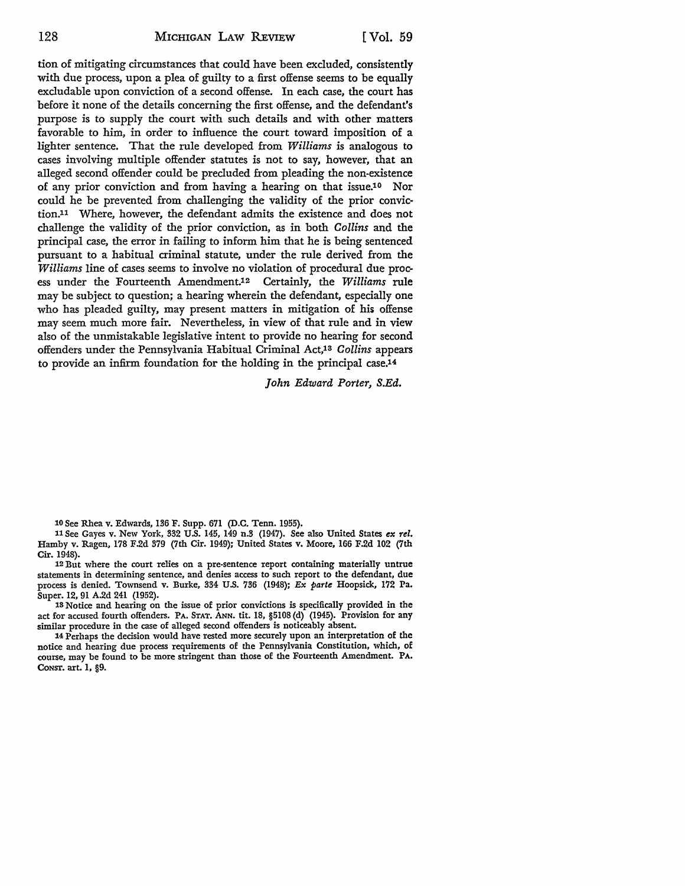tion of mitigating circumstances that could have been excluded, consistently with due process, upon a plea of guilty to a first offense seems to be equally excludable upon conviction of a second offense. In each case, the court has before it none of the details concerning the first offense, and the defendant's purpose is to supply the court with such details and with other matters favorable to him, in order to influence the court toward imposition of a lighter sentence. That the rule developed from *Williams* is analogous to cases involving multiple offender statutes is not to say, however, that an alleged second offender could be precluded from pleading the non-existence of any prior conviction and from having a hearing on that issue.[10] Nor could he be prevented from challenging the validity of the prior conviction.[11] Where, however, the defendant admits the existence and does not challenge the validity of the prior conviction, as in both *Collins* and the principal case, the error in failing to inform him that he is being sentenced pursuant to a habitual criminal statute, under the rule derived from the *Williams* line of cases seems to involve no violation of procedural due process under the Fourteenth Amendment.[12] Certainly, the *Williams* rule may be subject to question; a hearing wherein the defendant, especially one who has pleaded guilty, may present matters in mitigation of his offense may seem much more fair. Nevertheless, in view of that rule and in view also of the unmistakable legislative intent to provide no hearing for second offenders under the Pennsylvania Habitual Criminal Act,[13] *Collins* appears to provide an infirm foundation for the holding in the principal case.[14]

*John Edward Porter, S.Ed.*

---

[10] See Rhea v. Edwards, 136 F. Supp. 671 (D.C. Tenn. 1955).

[11] See Gayes v. New York, 332 U.S. 145, 149 n.3 (1947). See also United States *ex rel.* Hamby v. Ragen, 178 F.2d 379 (7th Cir. 1949); United States v. Moore, 166 F.2d 102 (7th Cir. 1948).

[12] But where the court relies on a pre-sentence report containing materially untrue statements in determining sentence, and denies access to such report to the defendant, due process is denied. Townsend v. Burke, 334 U.S. 736 (1948); *Ex parte* Hoopsick, 172 Pa. Super. 12, 91 A.2d 241 (1952).

[13] Notice and hearing on the issue of prior convictions is specifically provided in the act for accused fourth offenders. PA. STAT. ANN. tit. 18, §5108 (d) (1945). Provision for any similar procedure in the case of alleged second offenders is noticeably absent.

[14] Perhaps the decision would have rested more securely upon an interpretation of the notice and hearing due process requirements of the Pennsylvania Constitution, which, of course, may be found to be more stringent than those of the Fourteenth Amendment. PA. CONST. art. 1, §9.